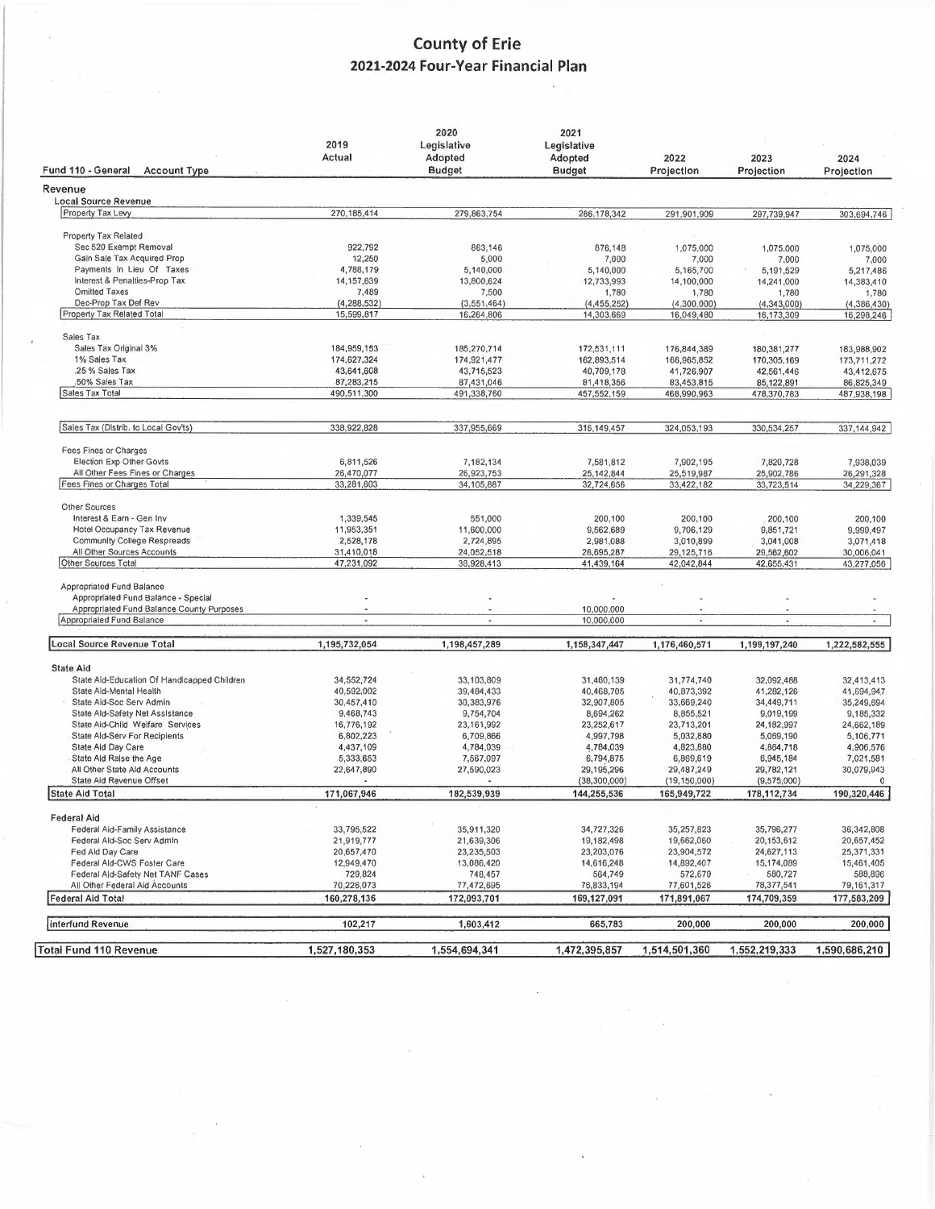# County of Erie

## 2021-2024 Four-Year Financial Plan

| Fund 110 - General Account Type | 2019 Actual | 2020 Legislative Adopted Budget | 2021 Legislative Adopted Budget | 2022 Projection | 2023 Projection | 2024 Projection |
|---|---|---|---|---|---|---|
| **Revenue** | | | | | | |
| **Local Source Revenue** | | | | | | |
| Property Tax Levy | 270,185,414 | 279,863,754 | 286,178,342 | 291,901,909 | 297,739,947 | 303,694,746 |
| Property Tax Related | | | | | | |
| Sec 520 Exempt Removal | 922,792 | 863,146 | 876,148 | 1,075,000 | 1,075,000 | 1,075,000 |
| Gain Sale Tax Acquired Prop | 12,250 | 5,000 | 7,000 | 7,000 | 7,000 | 7,000 |
| Payments In Lieu Of Taxes | 4,788,179 | 5,140,000 | 5,140,000 | 5,165,700 | 5,191,529 | 5,217,486 |
| Interest & Penalties-Prop Tax | 14,157,639 | 13,800,624 | 12,733,993 | 14,100,000 | 14,241,000 | 14,383,410 |
| Omitted Taxes | 7,489 | 7,500 | 1,780 | 1,780 | 1,780 | 1,780 |
| Dec-Prop Tax Def Rev | (4,288,532) | (3,551,464) | (4,455,252) | (4,300,000) | (4,343,000) | (4,386,430) |
| Property Tax Related Total | 15,599,817 | 16,264,806 | 14,303,669 | 16,049,480 | 16,173,309 | 16,298,246 |
| Sales Tax | | | | | | |
| Sales Tax Original 3% | 184,959,153 | 185,270,714 | 172,531,111 | 176,844,389 | 180,381,277 | 183,988,902 |
| 1% Sales Tax | 174,627,324 | 174,921,477 | 162,893,514 | 166,965,852 | 170,305,169 | 173,711,272 |
| .25 % Sales Tax | 43,641,608 | 43,715,523 | 40,709,178 | 41,726,907 | 42,561,446 | 43,412,675 |
| .50% Sales Tax | 87,283,215 | 87,431,046 | 81,418,356 | 83,453,815 | 85,122,891 | 86,825,349 |
| Sales Tax Total | 490,511,300 | 491,338,760 | 457,552,159 | 468,990,963 | 478,370,783 | 487,938,198 |
| Sales Tax (Distrib. to Local Gov'ts) | 338,922,828 | 337,955,669 | 316,149,457 | 324,053,193 | 330,534,257 | 337,144,942 |
| Fees Fines or Charges | | | | | | |
| Election Exp Other Govts | 6,811,526 | 7,182,134 | 7,581,812 | 7,902,195 | 7,820,728 | 7,938,039 |
| All Other Fees Fines or Charges | 26,470,077 | 26,923,753 | 25,142,844 | 25,519,987 | 25,902,786 | 26,291,328 |
| Fees Fines or Charges Total | 33,281,603 | 34,105,887 | 32,724,656 | 33,422,182 | 33,723,514 | 34,229,367 |
| Other Sources | | | | | | |
| Interest & Earn - Gen Inv | 1,339,545 | 551,000 | 200,100 | 200,100 | 200,100 | 200,100 |
| Hotel Occupancy Tax Revenue | 11,953,351 | 11,600,000 | 9,562,689 | 9,706,129 | 9,851,721 | 9,999,497 |
| Community College Respreads | 2,528,178 | 2,724,895 | 2,981,088 | 3,010,899 | 3,041,008 | 3,071,418 |
| All Other Sources Accounts | 31,410,018 | 24,052,518 | 28,695,287 | 29,125,716 | 29,562,602 | 30,006,041 |
| Other Sources Total | 47,231,092 | 38,928,413 | 41,439,164 | 42,042,844 | 42,655,431 | 43,277,056 |
| Appropriated Fund Balance | | | | | | |
| Appropriated Fund Balance - Special | - | - | - | - | - | - |
| Appropriated Fund Balance County Purposes | - | - | 10,000,000 | - | - | - |
| Appropriated Fund Balance | - | - | 10,000,000 | - | - | - |
| **Local Source Revenue Total** | 1,195,732,054 | 1,198,457,289 | 1,158,347,447 | 1,176,460,571 | 1,199,197,240 | 1,222,582,555 |
| **State Aid** | | | | | | |
| State Aid-Education Of Handicapped Children | 34,552,724 | 33,103,809 | 31,460,139 | 31,774,740 | 32,092,488 | 32,413,413 |
| State Aid-Mental Health | 40,592,002 | 39,484,433 | 40,468,705 | 40,873,392 | 41,282,126 | 41,694,947 |
| State Aid-Soc Serv Admin | 30,457,410 | 30,383,976 | 32,907,805 | 33,669,240 | 34,449,711 | 35,249,694 |
| State Aid-Safety Net Assistance | 9,468,743 | 9,754,704 | 8,694,262 | 8,855,521 | 9,019,199 | 9,185,332 |
| State Aid-Child Welfare Services | 16,776,192 | 23,161,992 | 23,252,617 | 23,713,201 | 24,182,997 | 24,662,189 |
| State Aid-Serv For Recipients | 6,802,223 | 6,709,866 | 4,997,798 | 5,032,880 | 5,069,190 | 5,106,771 |
| State Aid Day Care | 4,437,109 | 4,784,039 | 4,784,039 | 4,823,880 | 4,864,718 | 4,906,576 |
| State Aid Raise the Age | 5,333,653 | 7,567,097 | 6,794,875 | 6,869,619 | 6,945,184 | 7,021,581 |
| All Other State Aid Accounts | 22,647,890 | 27,590,023 | 29,195,296 | 29,487,249 | 29,782,121 | 30,079,943 |
| State Aid Revenue Offset | - | - | (38,300,000) | (19,150,000) | (9,575,000) | 0 |
| State Aid Total | 171,067,946 | 182,539,939 | 144,255,536 | 165,949,722 | 178,112,734 | 190,320,446 |
| **Federal Aid** | | | | | | |
| Federal Aid-Family Assistance | 33,795,522 | 35,911,320 | 34,727,326 | 35,257,823 | 35,796,277 | 36,342,808 |
| Federal Aid-Soc Serv Admin | 21,919,777 | 21,639,306 | 19,182,498 | 19,662,060 | 20,153,612 | 20,657,452 |
| Fed Aid Day Care | 20,657,470 | 23,235,503 | 23,203,076 | 23,904,572 | 24,627,113 | 25,371,331 |
| Federal Aid-CWS Foster Care | 12,949,470 | 13,086,420 | 14,616,248 | 14,892,407 | 15,174,089 | 15,461,405 |
| Federal Aid-Safety Net TANF Cases | 729,824 | 748,457 | 564,749 | 572,679 | 580,727 | 588,896 |
| All Other Federal Aid Accounts | 70,226,073 | 77,472,695 | 76,833,194 | 77,601,526 | 78,377,541 | 79,161,317 |
| Federal Aid Total | 160,278,136 | 172,093,701 | 169,127,091 | 171,891,067 | 174,709,359 | 177,583,209 |
| Interfund Revenue | 102,217 | 1,603,412 | 665,783 | 200,000 | 200,000 | 200,000 |
| **Total Fund 110 Revenue** | 1,527,180,353 | 1,554,694,341 | 1,472,395,857 | 1,514,501,360 | 1,552,219,333 | 1,590,686,210 |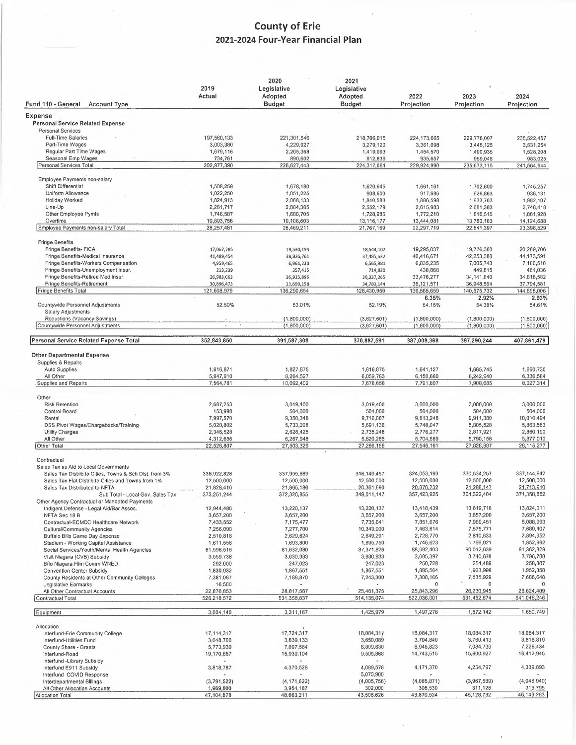# County of Erie

## 2021-2024 Four-Year Financial Plan

| Fund 110 - General Account Type | 2019 Actual | 2020 Legislative Adopted Budget | 2021 Legislative Adopted Budget | 2022 Projection | 2023 Projection | 2024 Projection |
|---|---|---|---|---|---|---|
| **Expense** | | | | | | |
| **Personal Service Related Expense** | | | | | | |
| Personal Services | | | | | | |
| Full-Time Salaries | 197,560,133 | 221,301,546 | 218,706,015 | 224,173,665 | 229,778,007 | 235,522,457 |
| Part-Time Wages | 3,003,380 | 4,229,927 | 3,279,120 | 3,361,098 | 3,445,125 | 3,531,254 |
| Regular Part Time Wages | 1,679,116 | 2,205,368 | 1,419,093 | 1,454,570 | 1,490,935 | 1,528,208 |
| Seasonal Emp Wages | 734,761 | 890,602 | 912,836 | 935,657 | 959,048 | 983,025 |
| Personal Services Total | 202,977,390 | 228,627,443 | 224,317,064 | 229,924,990 | 235,673,115 | 241,564,944 |
| Employee Payments non-salary | | | | | | |
| Shift Differential | 1,508,258 | 1,678,180 | 1,620,645 | 1,661,161 | 1,702,690 | 1,745,257 |
| Uniform Allowance | 1,022,250 | 1,051,225 | 908,600 | 917,686 | 926,863 | 936,131 |
| Holiday Worked | 1,824,913 | 2,068,133 | 1,840,583 | 1,886,598 | 1,933,763 | 1,982,107 |
| Line-Up | 2,261,717 | 2,884,365 | 2,552,179 | 2,615,983 | 2,681,383 | 2,748,418 |
| Other Employee Pymts | 1,746,587 | 1,680,705 | 1,728,985 | 1,772,210 | 1,816,515 | 1,861,928 |
| Overtime | 19,893,756 | 19,106,603 | 13,116,177 | 13,444,081 | 13,780,183 | 14,124,688 |
| Employee Payments non-salary Total | 28,257,481 | 28,469,211 | 21,767,169 | 22,297,719 | 22,841,397 | 23,398,529 |
| Fringe Benefits | | | | | | |
| Fringe Benefits- FICA | 17,067,285 | 19,530,194 | 18,544,107 | 19,295,037 | 19,776,360 | 20,269,706 |
| Fringe Benefits-Medical Insurance | 41,489,454 | 38,826,761 | 37,485,632 | 40,416,671 | 42,253,380 | 44,173,591 |
| Fringe Benefits-Workers Compensation | 4,959,465 | 6,961,230 | 6,565,981 | 6,835,235 | 7,005,743 | 7,180,510 |
| Fringe Benefits-Unemployment Insur. | 213,239 | 357,415 | 714,830 | 438,868 | 449,815 | 461,036 |
| Fringe Benefits-Retiree Med Insur. | 26,983,063 | 36,915,896 | 30,337,265 | 33,478,277 | 34,141,840 | 34,818,582 |
| Fringe Benefits-Retirement | 30,896,473 | 33,699,158 | 34,783,144 | 36,121,571 | 36,948,594 | 37,794,581 |
| Fringe Benefits Total | 121,608,979 | 136,290,654 | 128,430,959 | 136,585,659 | 140,575,732 | 144,698,006 |
| | | | | 6.35% | 2.92% | 2.93% |
| Countywide Personnel Adjustments | 52.59% | 53.01% | 52.19% | 54.15% | 54.38% | 54.61% |
| Salary Adjustments | | | | | | |
| Reductions (Vacancy Savings) | - | (1,800,000) | (3,627,601) | (1,800,000) | (1,800,000) | (1,800,000) |
| Countywide Personnel Adjustments | - | (1,800,000) | (3,627,601) | (1,800,000) | (1,800,000) | (1,800,000) |
| **Personal Service Related Expense Total** | 352,843,850 | 391,587,308 | 370,887,591 | 387,008,368 | 397,290,244 | 407,861,479 |
| **Other Departmental Expense** | | | | | | |
| Supplies & Repairs | | | | | | |
| Auto Supplies | 1,616,871 | 1,827,875 | 1,616,875 | 1,641,127 | 1,665,745 | 1,690,730 |
| All Other | 5,947,910 | 8,264,527 | 6,059,783 | 6,150,680 | 6,242,940 | 6,336,584 |
| Supplies and Repairs | 7,564,781 | 10,092,402 | 7,676,658 | 7,791,807 | 7,908,685 | 8,027,314 |
| Other | | | | | | |
| Risk Retention | 2,687,253 | 3,019,400 | 3,019,400 | 3,000,000 | 3,000,000 | 3,000,000 |
| Control Board | 153,998 | 504,000 | 504,000 | 504,000 | 504,000 | 504,000 |
| Rental | 7,997,570 | 9,350,348 | 9,716,087 | 9,813,248 | 9,911,380 | 10,010,494 |
| DSS Pivot Wages/Chargebacks/Training | 5,028,802 | 5,733,208 | 5,691,136 | 5,748,047 | 5,805,528 | 5,863,583 |
| Utility Charges | 2,346,528 | 2,628,425 | 2,735,248 | 2,776,277 | 2,817,921 | 2,860,190 |
| All Other | 4,312,656 | 6,267,948 | 5,620,285 | 5,704,589 | 5,790,158 | 5,877,010 |
| Other Total | 22,526,807 | 27,503,329 | 27,286,156 | 27,546,161 | 27,828,987 | 28,115,277 |
| Contractual | | | | | | |
| Sales Tax as Aid to Local Governments | | | | | | |
| Sales Tax Distrib.to Cities, Towns & Sch Dist. from 3% | 338,922,828 | 337,955,669 | 316,149,457 | 324,053,193 | 330,534,257 | 337,144,942 |
| Sales Tax Flat Distrib.to Cities and Towns from 1% | 12,500,000 | 12,500,000 | 12,500,000 | 12,500,000 | 12,500,000 | 12,500,000 |
| Sales Tax Distributed to NFTA | 21,828,416 | 21,865,186 | 20,361,690 | 20,870,732 | 21,288,147 | 21,713,910 |
| Sub Total - Local Gov. Sales Tax | 373,251,244 | 372,320,855 | 349,011,147 | 357,423,925 | 364,322,404 | 371,358,852 |
| Other Agency Contractual or Mandated Payments | | | | | | |
| Indigent Defense - Legal Aid/Bar Assoc. | 12,944,486 | 13,220,137 | 13,220,137 | 13,418,439 | 13,619,716 | 13,824,011 |
| NFTA Sec 18 B | 3,657,200 | 3,657,200 | 3,657,200 | 3,657,200 | 3,657,200 | 3,657,200 |
| Contractual-ECMCC Healthcare Network | 7,433,552 | 7,175,477 | 7,735,641 | 7,851,676 | 7,969,451 | 8,088,993 |
| Cultural/Community Agencies | 7,256,090 | 7,277,700 | 10,343,900 | 7,463,814 | 7,575,771 | 7,689,407 |
| Buffalo Bills Game Day Expense | 2,510,818 | 2,629,624 | 2,649,291 | 2,728,770 | 2,810,633 | 2,894,952 |
| Stadium - Working Capital Assistance | 1,611,566 | 1,693,800 | 1,695,750 | 1,746,623 | 1,799,021 | 1,852,992 |
| Social Services/Youth/Mental Health Agencies | 81,596,516 | 81,632,080 | 87,371,826 | 88,682,403 | 90,012,639 | 91,362,829 |
| Visit Niagara (CVB) Subsidy | 3,559,738 | 3,630,933 | 3,630,933 | 3,685,397 | 3,740,678 | 3,796,788 |
| Bflo Niagara Film Comm WNED | 292,000 | 247,023 | 247,023 | 250,728 | 254,489 | 258,307 |
| Convention Center Subsidy | 1,830,932 | 1,867,551 | 1,867,551 | 1,895,564 | 1,923,998 | 1,952,858 |
| County Residents at Other Community Colleges | 7,381,087 | 7,188,870 | 7,243,300 | 7,388,166 | 7,535,929 | 7,686,648 |
| Legislative Earmarks | 16,500 | - | - | 0 | 0 | 0 |
| All Other Contractual Accounts | 22,876,853 | 28,817,587 | 25,461,375 | 25,843,296 | 26,230,945 | 26,624,409 |
| Contractual Total | 526,218,572 | 531,358,837 | 514,135,074 | 522,036,001 | 531,452,874 | 541,048,246 |
| Equipment | 3,004,140 | 3,311,167 | 1,425,979 | 1,497,278 | 1,572,142 | 1,650,749 |
| Allocation | | | | | | |
| Interfund-Erie Community College | 17,114,317 | 17,724,317 | 18,084,317 | 18,084,317 | 18,084,317 | 18,084,317 |
| Interfund-Utilities Fund | 3,048,700 | 3,839,133 | 3,650,089 | 3,704,840 | 3,760,413 | 3,816,819 |
| County Share - Grants | 5,773,939 | 7,007,564 | 6,809,630 | 6,945,823 | 7,084,739 | 7,226,434 |
| Interfund-Road | 19,170,857 | 15,939,104 | 9,505,868 | 14,743,515 | 15,600,927 | 16,412,945 |
| Interfund -Library Subsidy | - | - | - | | | |
| Interfund E911 Subsidy | 3,818,787 | 4,370,528 | 4,089,578 | 4,171,370 | 4,254,797 | 4,339,893 |
| Interfund COVID Response | - | - | 5,070,900 | - | - | - |
| Interdepartmental Billings | (3,791,522) | (4,171,622) | (4,005,756) | (4,085,871) | (3,967,589) | (4,046,940) |
| All Other Allocation Accounts | 1,969,800 | 3,954,187 | 302,000 | 306,530 | 311,128 | 315,795 |
| Allocation Total | 47,104,878 | 48,663,211 | 43,506,626 | 43,870,524 | 45,128,732 | 46,149,263 |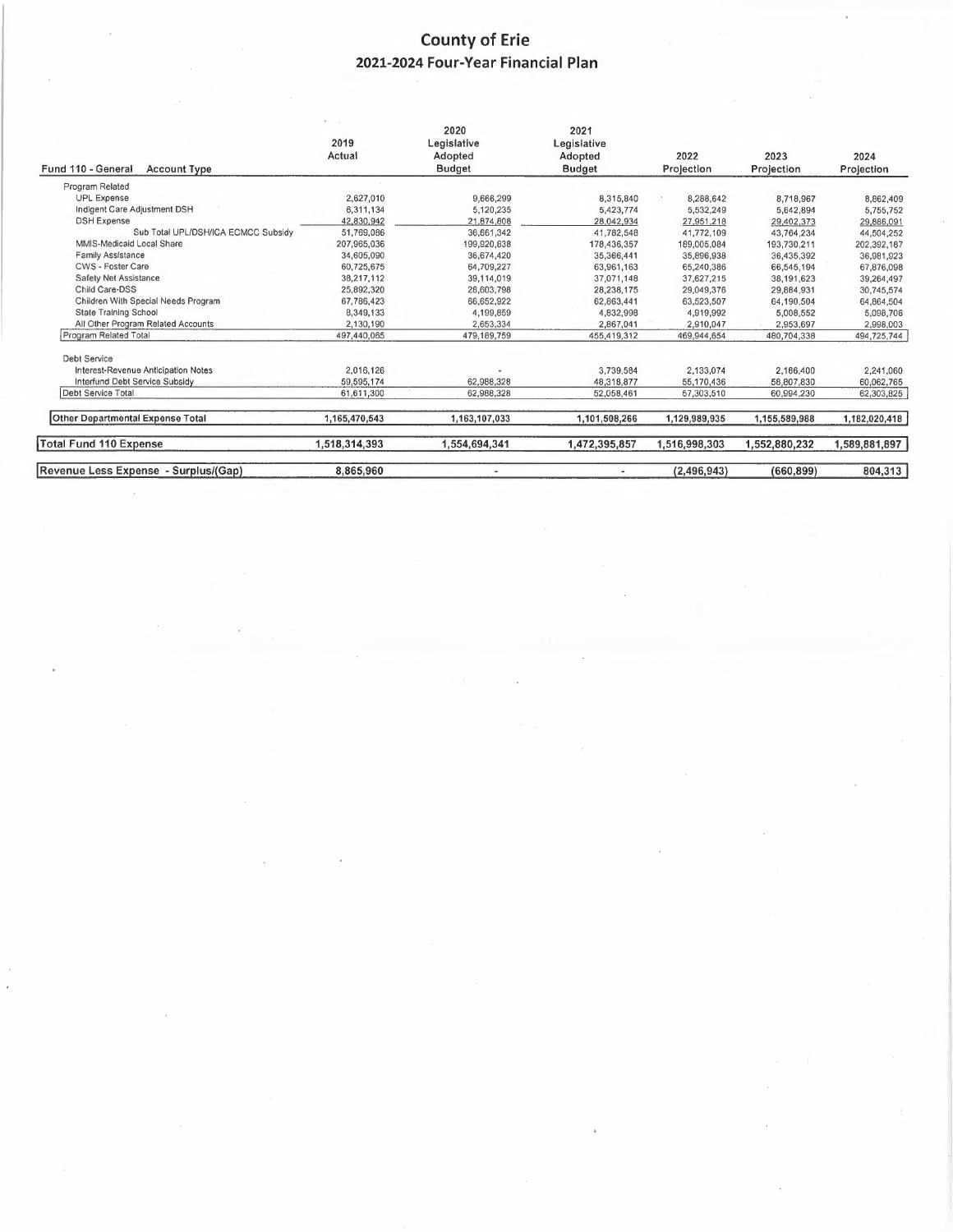# County of Erie
## 2021-2024 Four-Year Financial Plan

| Fund 110 - General Account Type | 2019 Actual | 2020 Legislative Adopted Budget | 2021 Legislative Adopted Budget | 2022 Projection | 2023 Projection | 2024 Projection |
|---|---|---|---|---|---|---|
| Program Related | | | | | | |
| UPL Expense | 2,627,010 | 9,666,299 | 8,315,840 | 8,288,642 | 8,718,967 | 8,862,409 |
| Indigent Care Adjustment DSH | 6,311,134 | 5,120,235 | 5,423,774 | 5,532,249 | 5,642,894 | 5,755,752 |
| DSH Expense | 42,830,942 | 21,874,808 | 28,042,934 | 27,951,218 | 29,402,373 | 29,886,091 |
| Sub Total UPL/DSH/ICA ECMCC Subsidy | 51,769,086 | 36,661,342 | 41,782,548 | 41,772,109 | 43,764,234 | 44,504,252 |
| MMIS-Medicaid Local Share | 207,965,036 | 199,920,638 | 178,436,357 | 189,005,084 | 193,730,211 | 202,392,187 |
| Family Assistance | 34,605,090 | 36,674,420 | 35,366,441 | 35,896,938 | 36,435,392 | 36,981,923 |
| CWS - Foster Care | 60,725,675 | 64,709,227 | 63,961,163 | 65,240,386 | 66,545,194 | 67,876,098 |
| Safety Net Assistance | 38,217,112 | 39,114,019 | 37,071,148 | 37,627,215 | 38,191,623 | 39,264,497 |
| Child Care-DSS | 25,892,320 | 28,603,798 | 28,238,175 | 29,049,376 | 29,884,931 | 30,745,574 |
| Children With Special Needs Program | 67,786,423 | 66,652,922 | 62,863,441 | 63,523,507 | 64,190,504 | 64,864,504 |
| State Training School | 8,349,133 | 4,199,859 | 4,832,998 | 4,919,992 | 5,008,552 | 5,098,706 |
| All Other Program Related Accounts | 2,130,190 | 2,653,334 | 2,867,041 | 2,910,047 | 2,953,697 | 2,998,003 |
| Program Related Total | 497,440,065 | 479,189,759 | 455,419,312 | 469,944,654 | 480,704,338 | 494,725,744 |
| Debt Service | | | | | | |
| Interest-Revenue Anticipation Notes | 2,016,126 | - | 3,739,584 | 2,133,074 | 2,186,400 | 2,241,060 |
| Interfund Debt Service Subsidy | 59,595,174 | 62,988,328 | 48,318,877 | 55,170,436 | 58,807,830 | 60,062,765 |
| Debt Service Total | 61,611,300 | 62,988,328 | 52,058,461 | 57,303,510 | 60,994,230 | 62,303,825 |
| **Other Departmental Expense Total** | 1,165,470,543 | 1,163,107,033 | 1,101,508,266 | 1,129,989,935 | 1,155,589,988 | 1,182,020,418 |
| **Total Fund 110 Expense** | 1,518,314,393 | 1,554,694,341 | 1,472,395,857 | 1,516,998,303 | 1,552,880,232 | 1,589,881,897 |
| **Revenue Less Expense - Surplus/(Gap)** | 8,865,960 | - | - | (2,496,943) | (660,899) | 804,313 |